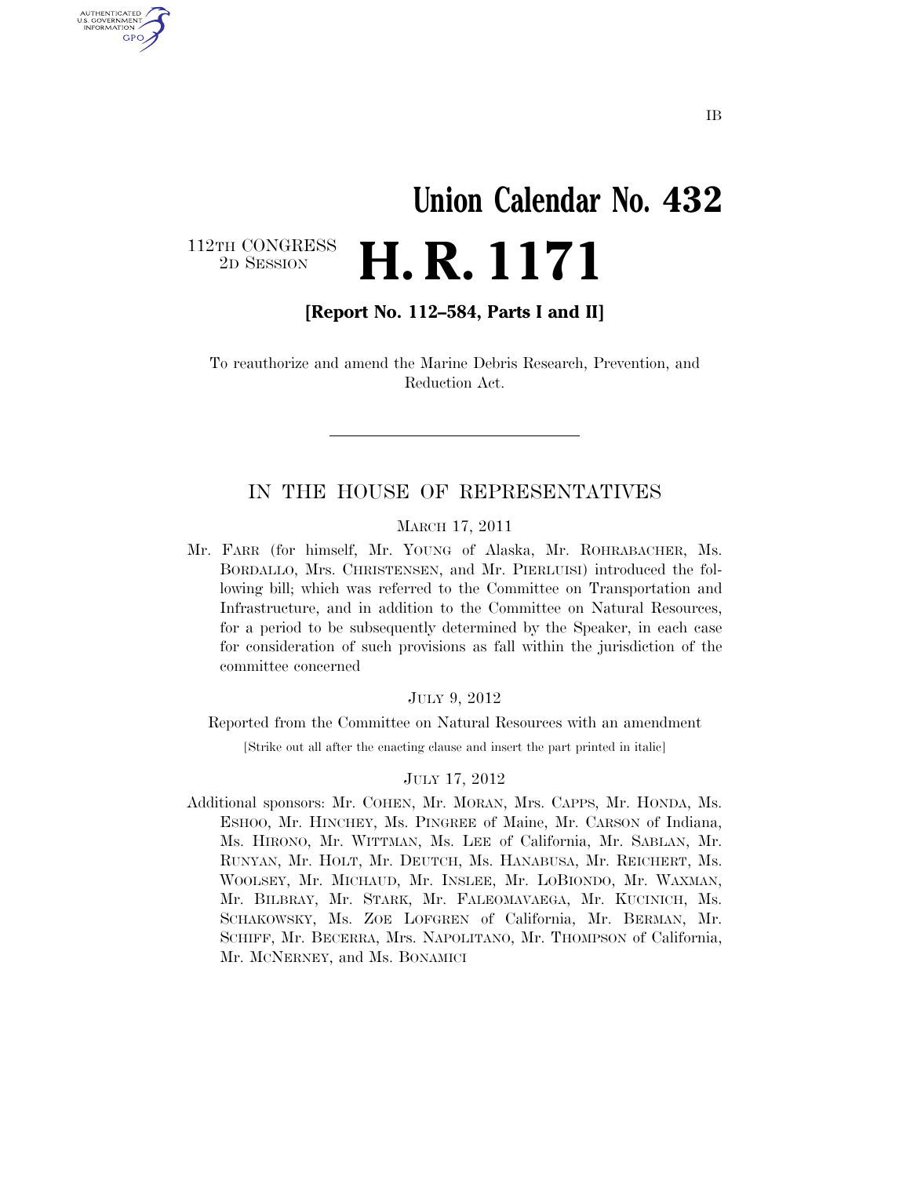IB

# Union Calendar No. 432

112TH CONGRESS
2D SESSION

# H. R. 1171

**[Report No. 112–584, Parts I and II]**

To reauthorize and amend the Marine Debris Research, Prevention, and Reduction Act.

---

## IN THE HOUSE OF REPRESENTATIVES

MARCH 17, 2011

Mr. FARR (for himself, Mr. YOUNG of Alaska, Mr. ROHRABACHER, Ms. BORDALLO, Mrs. CHRISTENSEN, and Mr. PIERLUISI) introduced the following bill; which was referred to the Committee on Transportation and Infrastructure, and in addition to the Committee on Natural Resources, for a period to be subsequently determined by the Speaker, in each case for consideration of such provisions as fall within the jurisdiction of the committee concerned

JULY 9, 2012

Reported from the Committee on Natural Resources with an amendment

[Strike out all after the enacting clause and insert the part printed in italic]

JULY 17, 2012

Additional sponsors: Mr. COHEN, Mr. MORAN, Mrs. CAPPS, Mr. HONDA, Ms. ESHOO, Mr. HINCHEY, Ms. PINGREE of Maine, Mr. CARSON of Indiana, Ms. HIRONO, Mr. WITTMAN, Ms. LEE of California, Mr. SABLAN, Mr. RUNYAN, Mr. HOLT, Mr. DEUTCH, Ms. HANABUSA, Mr. REICHERT, Ms. WOOLSEY, Mr. MICHAUD, Mr. INSLEE, Mr. LOBIONDO, Mr. WAXMAN, Mr. BILBRAY, Mr. STARK, Mr. FALEOMAVAEGA, Mr. KUCINICH, Ms. SCHAKOWSKY, Ms. ZOE LOFGREN of California, Mr. BERMAN, Mr. SCHIFF, Mr. BECERRA, Mrs. NAPOLITANO, Mr. THOMPSON of California, Mr. MCNERNEY, and Ms. BONAMICI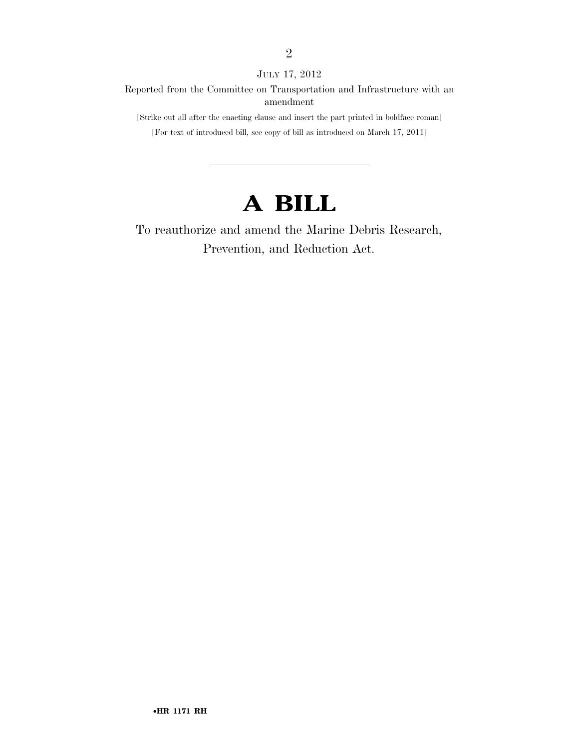JULY 17, 2012

Reported from the Committee on Transportation and Infrastructure with an amendment

[Strike out all after the enacting clause and insert the part printed in boldface roman]

[For text of introduced bill, see copy of bill as introduced on March 17, 2011]

---

# A BILL

To reauthorize and amend the Marine Debris Research, Prevention, and Reduction Act.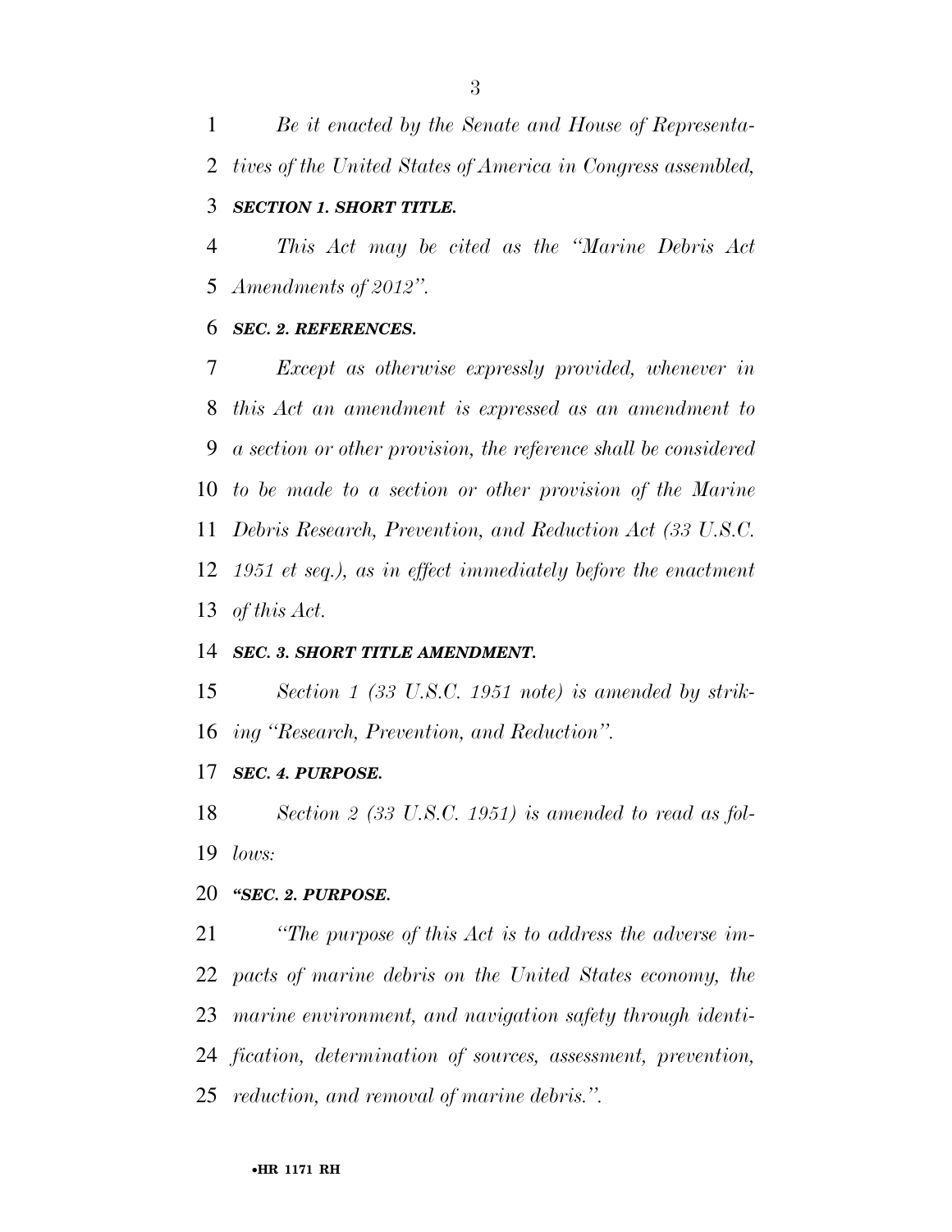*Be it enacted by the Senate and House of Representatives of the United States of America in Congress assembled,*

***SECTION 1. SHORT TITLE.***

*This Act may be cited as the "Marine Debris Act Amendments of 2012".*

***SEC. 2. REFERENCES.***

*Except as otherwise expressly provided, whenever in this Act an amendment is expressed as an amendment to a section or other provision, the reference shall be considered to be made to a section or other provision of the Marine Debris Research, Prevention, and Reduction Act (33 U.S.C. 1951 et seq.), as in effect immediately before the enactment of this Act.*

***SEC. 3. SHORT TITLE AMENDMENT.***

*Section 1 (33 U.S.C. 1951 note) is amended by striking "Research, Prevention, and Reduction".*

***SEC. 4. PURPOSE.***

*Section 2 (33 U.S.C. 1951) is amended to read as follows:*

***"SEC. 2. PURPOSE.***

*"The purpose of this Act is to address the adverse impacts of marine debris on the United States economy, the marine environment, and navigation safety through identification, determination of sources, assessment, prevention, reduction, and removal of marine debris.".*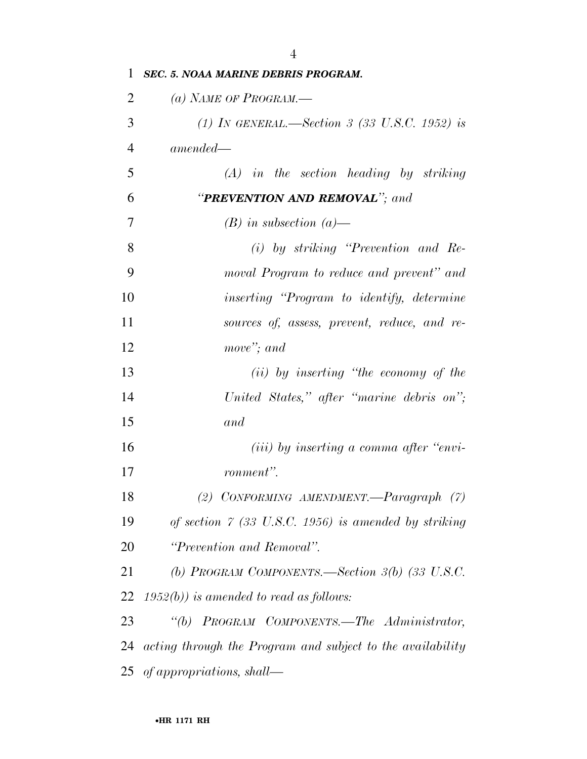***SEC. 5. NOAA MARINE DEBRIS PROGRAM.***

*(a) NAME OF PROGRAM.—*

*(1) IN GENERAL.—Section 3 (33 U.S.C. 1952) is amended—*

*(A) in the section heading by striking "**PREVENTION AND REMOVAL**"; and*

*(B) in subsection (a)—*

*(i) by striking "Prevention and Removal Program to reduce and prevent" and inserting "Program to identify, determine sources of, assess, prevent, reduce, and remove"; and*

*(ii) by inserting "the economy of the United States," after "marine debris on"; and*

*(iii) by inserting a comma after "environment".*

*(2) CONFORMING AMENDMENT.—Paragraph (7) of section 7 (33 U.S.C. 1956) is amended by striking "Prevention and Removal".*

*(b) PROGRAM COMPONENTS.—Section 3(b) (33 U.S.C. 1952(b)) is amended to read as follows:*

*"(b) PROGRAM COMPONENTS.—The Administrator, acting through the Program and subject to the availability of appropriations, shall—*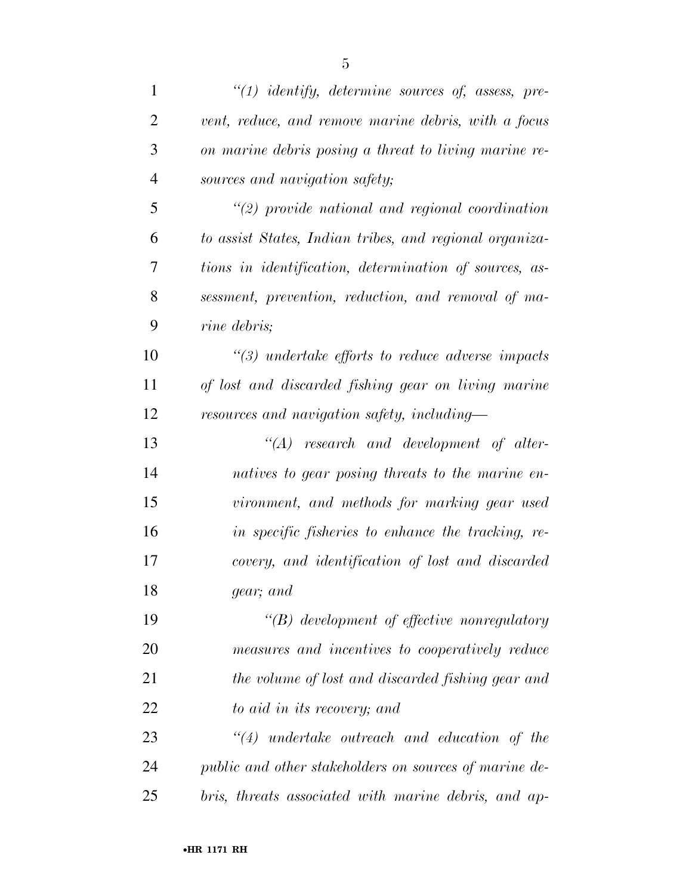*"(1) identify, determine sources of, assess, prevent, reduce, and remove marine debris, with a focus on marine debris posing a threat to living marine resources and navigation safety;*

*"(2) provide national and regional coordination to assist States, Indian tribes, and regional organizations in identification, determination of sources, assessment, prevention, reduction, and removal of marine debris;*

*"(3) undertake efforts to reduce adverse impacts of lost and discarded fishing gear on living marine resources and navigation safety, including—*

*"(A) research and development of alternatives to gear posing threats to the marine environment, and methods for marking gear used in specific fisheries to enhance the tracking, recovery, and identification of lost and discarded gear; and*

*"(B) development of effective nonregulatory measures and incentives to cooperatively reduce the volume of lost and discarded fishing gear and to aid in its recovery; and*

*"(4) undertake outreach and education of the public and other stakeholders on sources of marine debris, threats associated with marine debris, and ap-*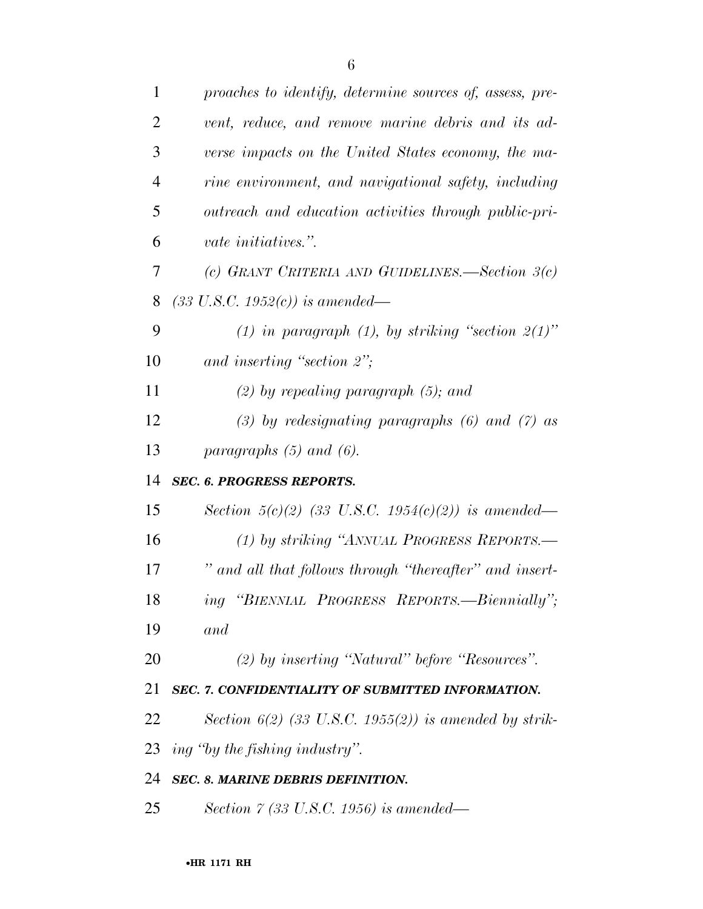*proaches to identify, determine sources of, assess, prevent, reduce, and remove marine debris and its adverse impacts on the United States economy, the marine environment, and navigational safety, including outreach and education activities through public-private initiatives.".*

*(c) GRANT CRITERIA AND GUIDELINES.—Section 3(c) (33 U.S.C. 1952(c)) is amended—*

*(1) in paragraph (1), by striking "section 2(1)" and inserting "section 2";*

*(2) by repealing paragraph (5); and*

*(3) by redesignating paragraphs (6) and (7) as paragraphs (5) and (6).*

***SEC. 6. PROGRESS REPORTS.***

*Section 5(c)(2) (33 U.S.C. 1954(c)(2)) is amended—*

*(1) by striking "ANNUAL PROGRESS REPORTS.—" and all that follows through "thereafter" and inserting "BIENNIAL PROGRESS REPORTS.—Biennially"; and*

*(2) by inserting "Natural" before "Resources".*

***SEC. 7. CONFIDENTIALITY OF SUBMITTED INFORMATION.***

*Section 6(2) (33 U.S.C. 1955(2)) is amended by striking "by the fishing industry".*

***SEC. 8. MARINE DEBRIS DEFINITION.***

*Section 7 (33 U.S.C. 1956) is amended—*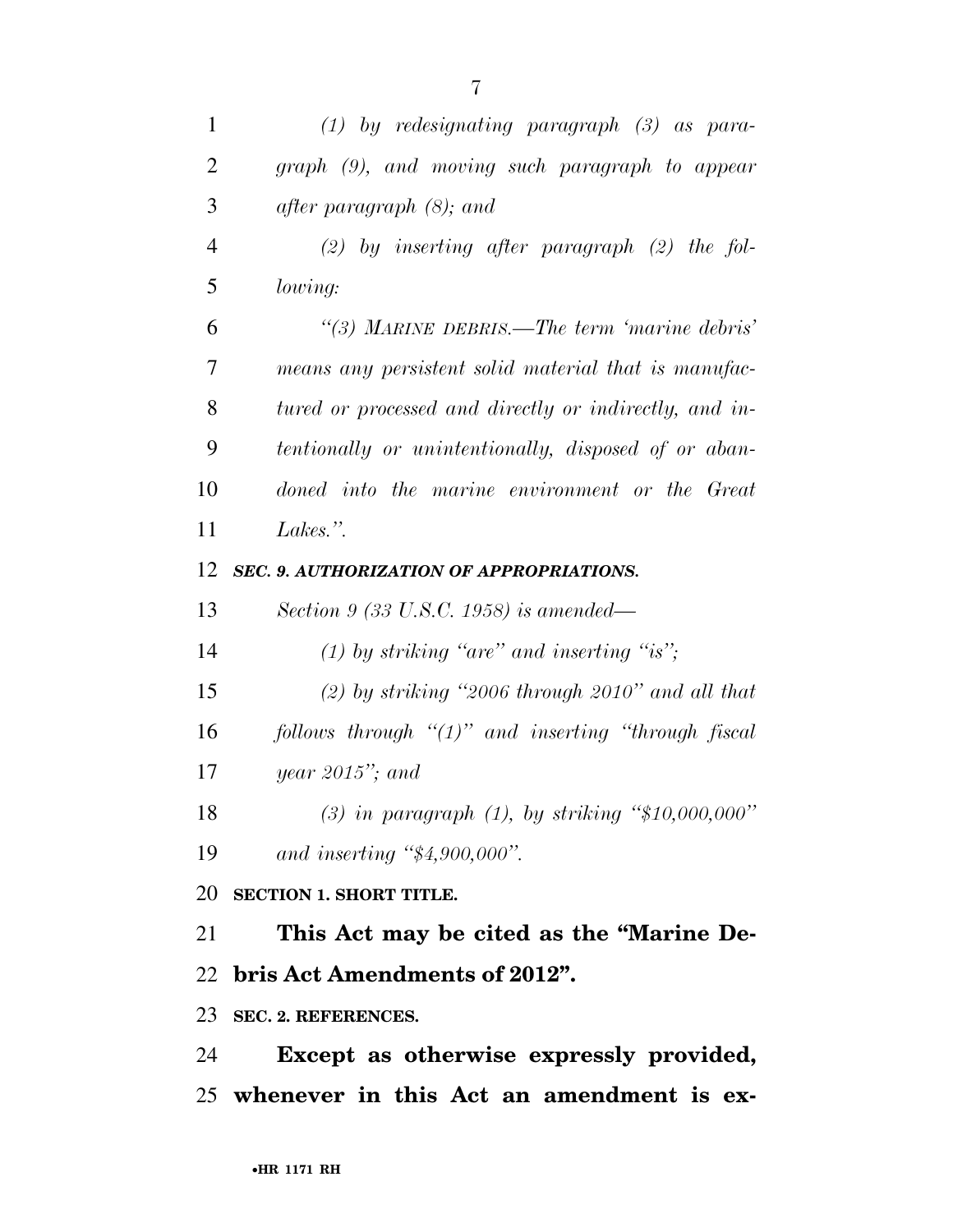*(1) by redesignating paragraph (3) as paragraph (9), and moving such paragraph to appear after paragraph (8); and*

*(2) by inserting after paragraph (2) the following:*

*"(3) MARINE DEBRIS.—The term 'marine debris' means any persistent solid material that is manufactured or processed and directly or indirectly, and intentionally or unintentionally, disposed of or abandoned into the marine environment or the Great Lakes.".*

***SEC. 9. AUTHORIZATION OF APPROPRIATIONS.***

*Section 9 (33 U.S.C. 1958) is amended—*

*(1) by striking "are" and inserting "is";*

*(2) by striking "2006 through 2010" and all that follows through "(1)" and inserting "through fiscal year 2015"; and*

*(3) in paragraph (1), by striking "$10,000,000" and inserting "$4,900,000".*

**SECTION 1. SHORT TITLE.**

**This Act may be cited as the "Marine Debris Act Amendments of 2012".**

**SEC. 2. REFERENCES.**

**Except as otherwise expressly provided, whenever in this Act an amendment is ex-**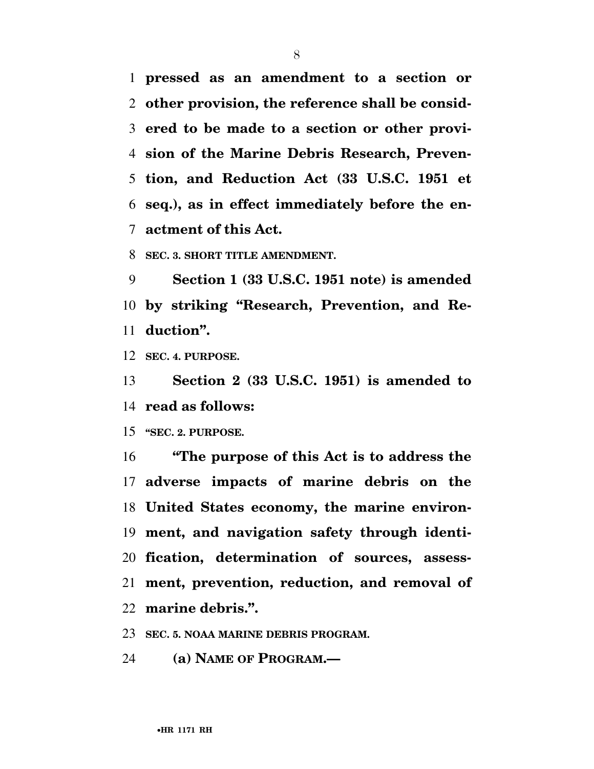**pressed as an amendment to a section or other provision, the reference shall be considered to be made to a section or other provision of the Marine Debris Research, Prevention, and Reduction Act (33 U.S.C. 1951 et seq.), as in effect immediately before the enactment of this Act.**

**SEC. 3. SHORT TITLE AMENDMENT.**

**Section 1 (33 U.S.C. 1951 note) is amended by striking "Research, Prevention, and Reduction".**

**SEC. 4. PURPOSE.**

**Section 2 (33 U.S.C. 1951) is amended to read as follows:**

**"SEC. 2. PURPOSE.**

**"The purpose of this Act is to address the adverse impacts of marine debris on the United States economy, the marine environment, and navigation safety through identification, determination of sources, assessment, prevention, reduction, and removal of marine debris.".**

**SEC. 5. NOAA MARINE DEBRIS PROGRAM.**

**(a) NAME OF PROGRAM.—**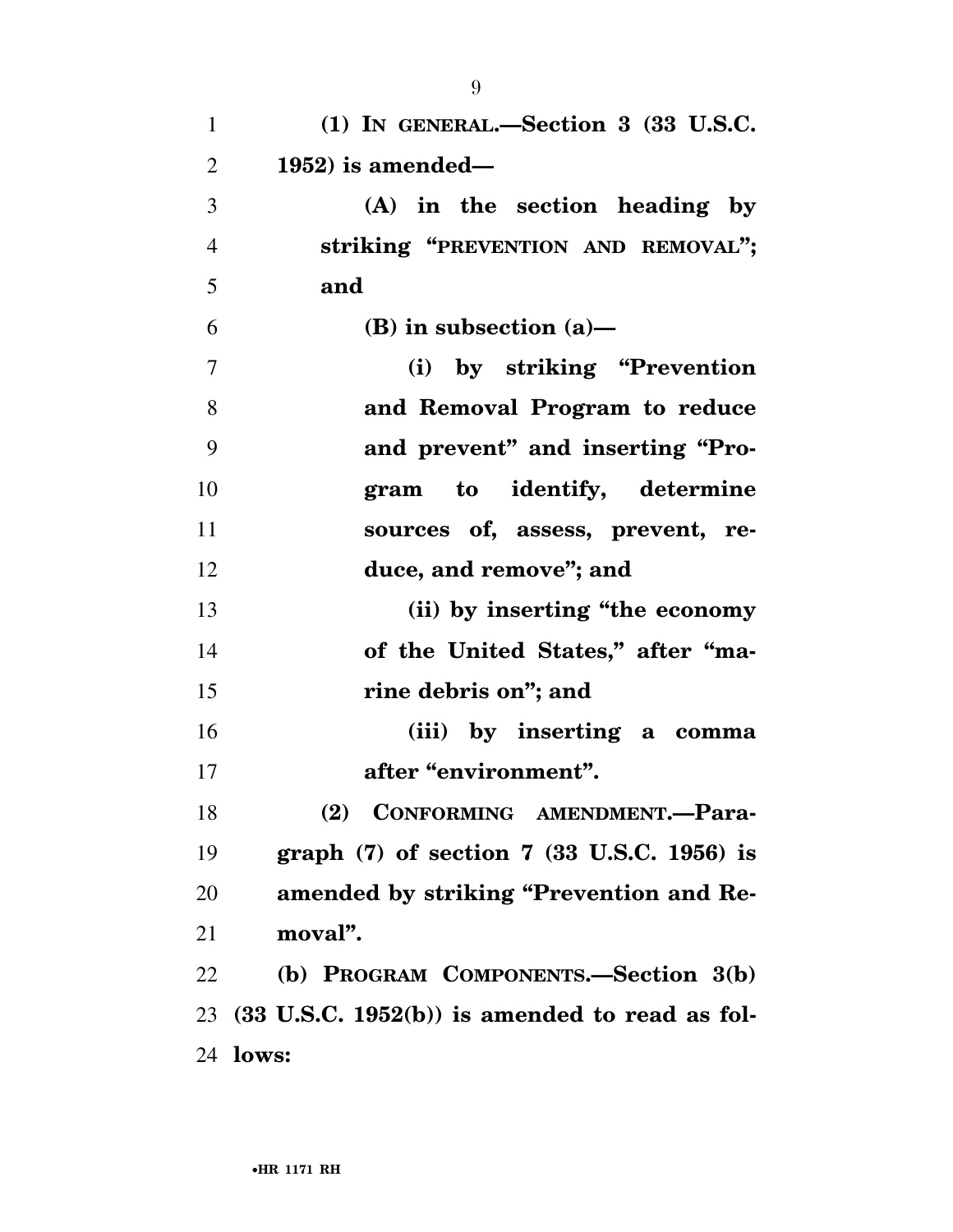**(1) IN GENERAL.—Section 3 (33 U.S.C. 1952) is amended—**

**(A) in the section heading by striking "PREVENTION AND REMOVAL"; and**

**(B) in subsection (a)—**

**(i) by striking "Prevention and Removal Program to reduce and prevent" and inserting "Program to identify, determine sources of, assess, prevent, reduce, and remove"; and**

**(ii) by inserting "the economy of the United States," after "marine debris on"; and**

**(iii) by inserting a comma after "environment".**

**(2) CONFORMING AMENDMENT.—Paragraph (7) of section 7 (33 U.S.C. 1956) is amended by striking "Prevention and Removal".**

**(b) PROGRAM COMPONENTS.—Section 3(b) (33 U.S.C. 1952(b)) is amended to read as follows:**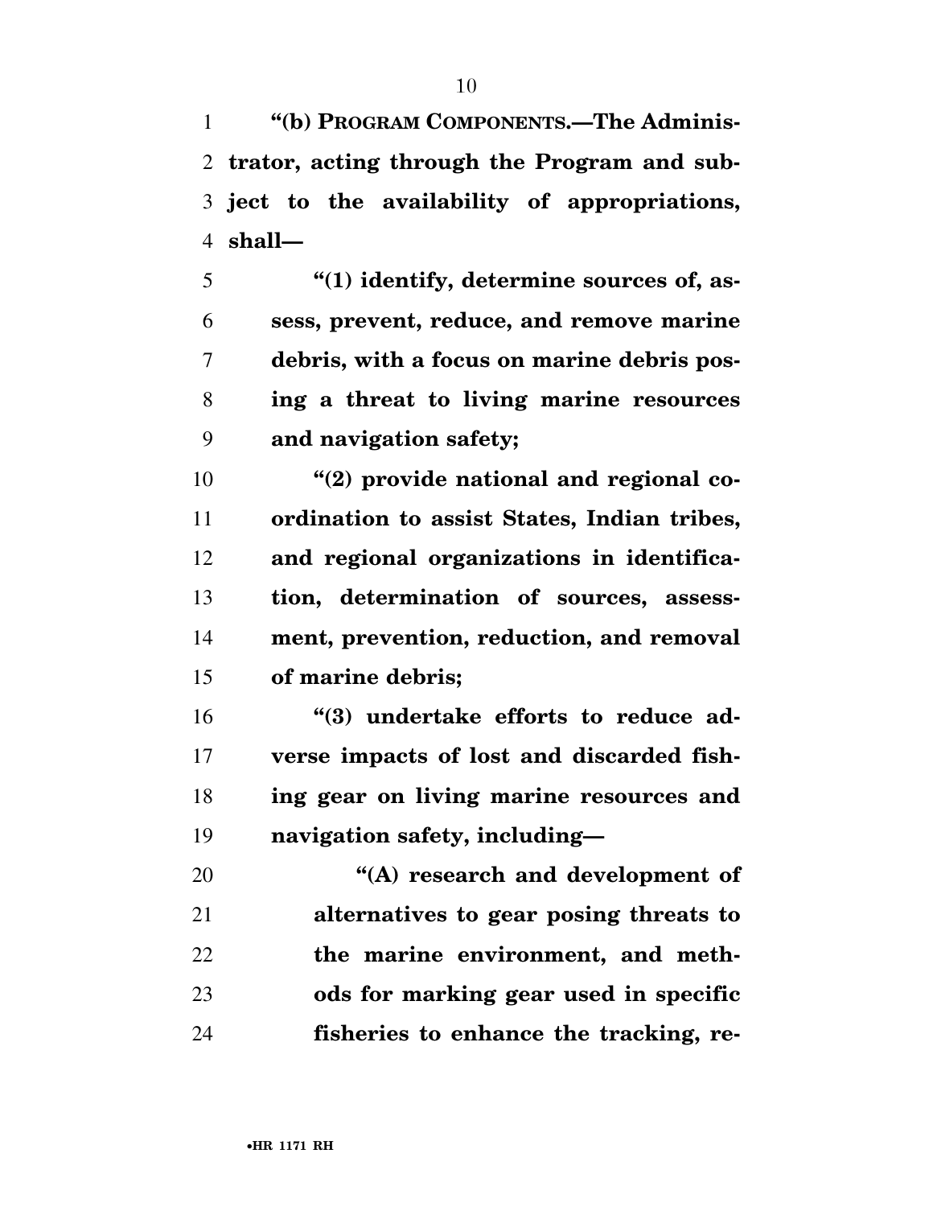**"(b) PROGRAM COMPONENTS.—The Administrator, acting through the Program and subject to the availability of appropriations, shall—**

**"(1) identify, determine sources of, assess, prevent, reduce, and remove marine debris, with a focus on marine debris posing a threat to living marine resources and navigation safety;**

**"(2) provide national and regional coordination to assist States, Indian tribes, and regional organizations in identification, determination of sources, assessment, prevention, reduction, and removal of marine debris;**

**"(3) undertake efforts to reduce adverse impacts of lost and discarded fishing gear on living marine resources and navigation safety, including—**

**"(A) research and development of alternatives to gear posing threats to the marine environment, and methods for marking gear used in specific fisheries to enhance the tracking, re-**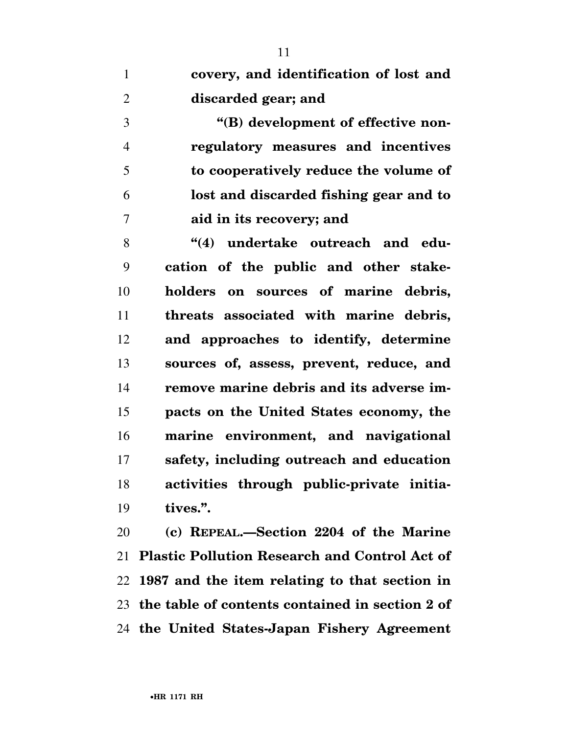**covery, and identification of lost and discarded gear; and**

**"(B) development of effective non-regulatory measures and incentives to cooperatively reduce the volume of lost and discarded fishing gear and to aid in its recovery; and**

**"(4) undertake outreach and education of the public and other stakeholders on sources of marine debris, threats associated with marine debris, and approaches to identify, determine sources of, assess, prevent, reduce, and remove marine debris and its adverse impacts on the United States economy, the marine environment, and navigational safety, including outreach and education activities through public-private initiatives.".**

**(c) REPEAL.—Section 2204 of the Marine Plastic Pollution Research and Control Act of 1987 and the item relating to that section in the table of contents contained in section 2 of the United States-Japan Fishery Agreement**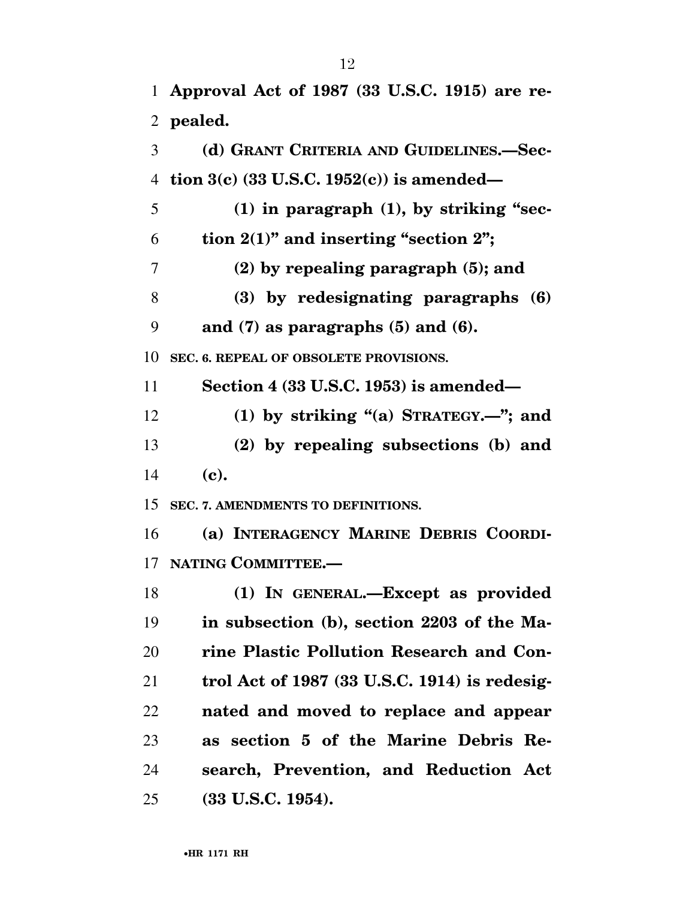**Approval Act of 1987 (33 U.S.C. 1915) are repealed.**

**(d) GRANT CRITERIA AND GUIDELINES.—Section 3(c) (33 U.S.C. 1952(c)) is amended—**

**(1) in paragraph (1), by striking "section 2(1)" and inserting "section 2";**

**(2) by repealing paragraph (5); and**

**(3) by redesignating paragraphs (6) and (7) as paragraphs (5) and (6).**

**SEC. 6. REPEAL OF OBSOLETE PROVISIONS.**

**Section 4 (33 U.S.C. 1953) is amended—**

**(1) by striking "(a) STRATEGY.—"; and**

**(2) by repealing subsections (b) and (c).**

**SEC. 7. AMENDMENTS TO DEFINITIONS.**

**(a) INTERAGENCY MARINE DEBRIS COORDINATING COMMITTEE.—**

**(1) IN GENERAL.—Except as provided in subsection (b), section 2203 of the Marine Plastic Pollution Research and Control Act of 1987 (33 U.S.C. 1914) is redesignated and moved to replace and appear as section 5 of the Marine Debris Research, Prevention, and Reduction Act (33 U.S.C. 1954).**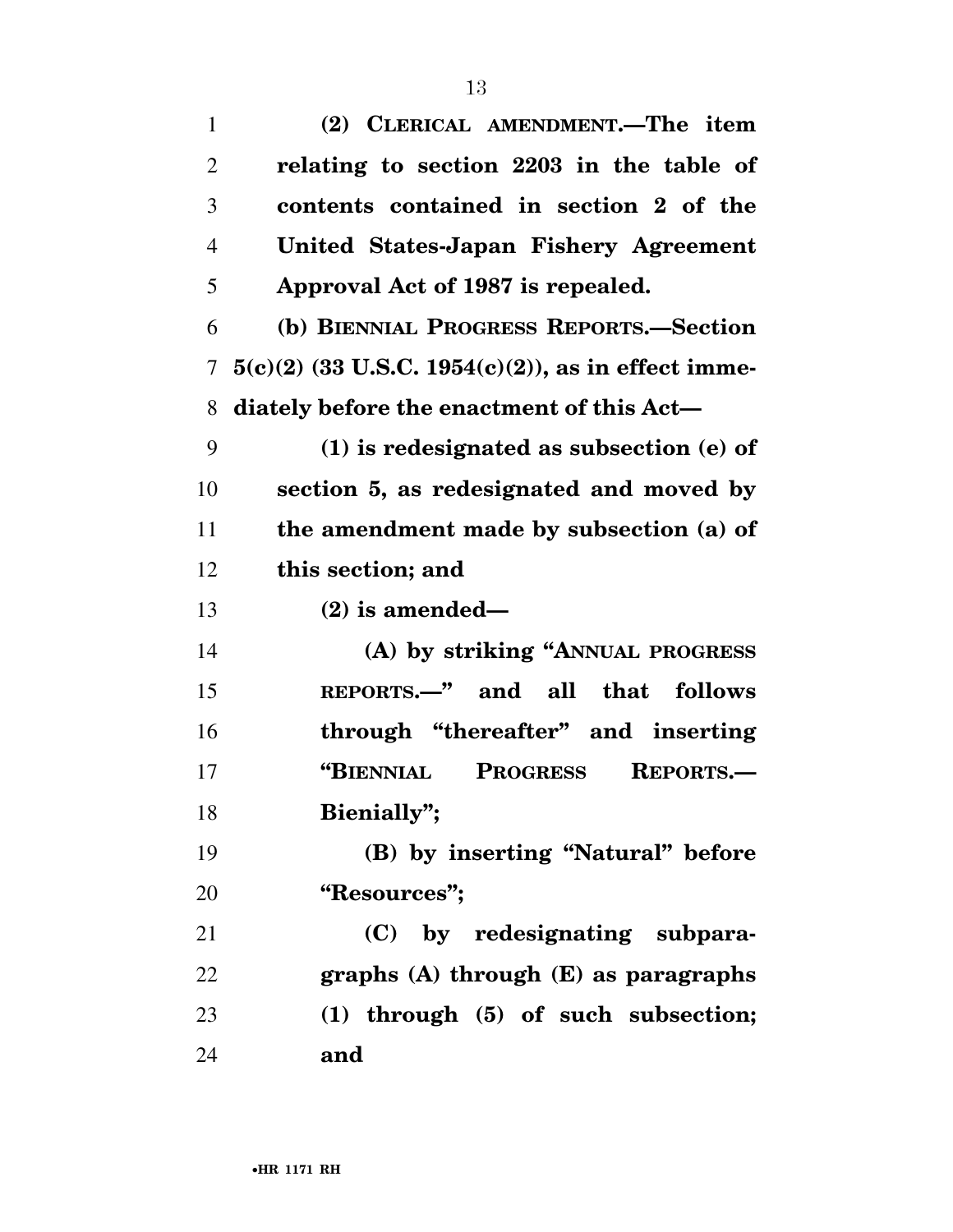(2) CLERICAL AMENDMENT.—The item relating to section 2203 in the table of contents contained in section 2 of the United States-Japan Fishery Agreement Approval Act of 1987 is repealed.

(b) BIENNIAL PROGRESS REPORTS.—Section 5(c)(2) (33 U.S.C. 1954(c)(2)), as in effect immediately before the enactment of this Act—

(1) is redesignated as subsection (e) of section 5, as redesignated and moved by the amendment made by subsection (a) of this section; and

(2) is amended—

(A) by striking "ANNUAL PROGRESS REPORTS.—" and all that follows through "thereafter" and inserting "BIENNIAL PROGRESS REPORTS.—Bienially";

(B) by inserting "Natural" before "Resources";

(C) by redesignating subparagraphs (A) through (E) as paragraphs (1) through (5) of such subsection; and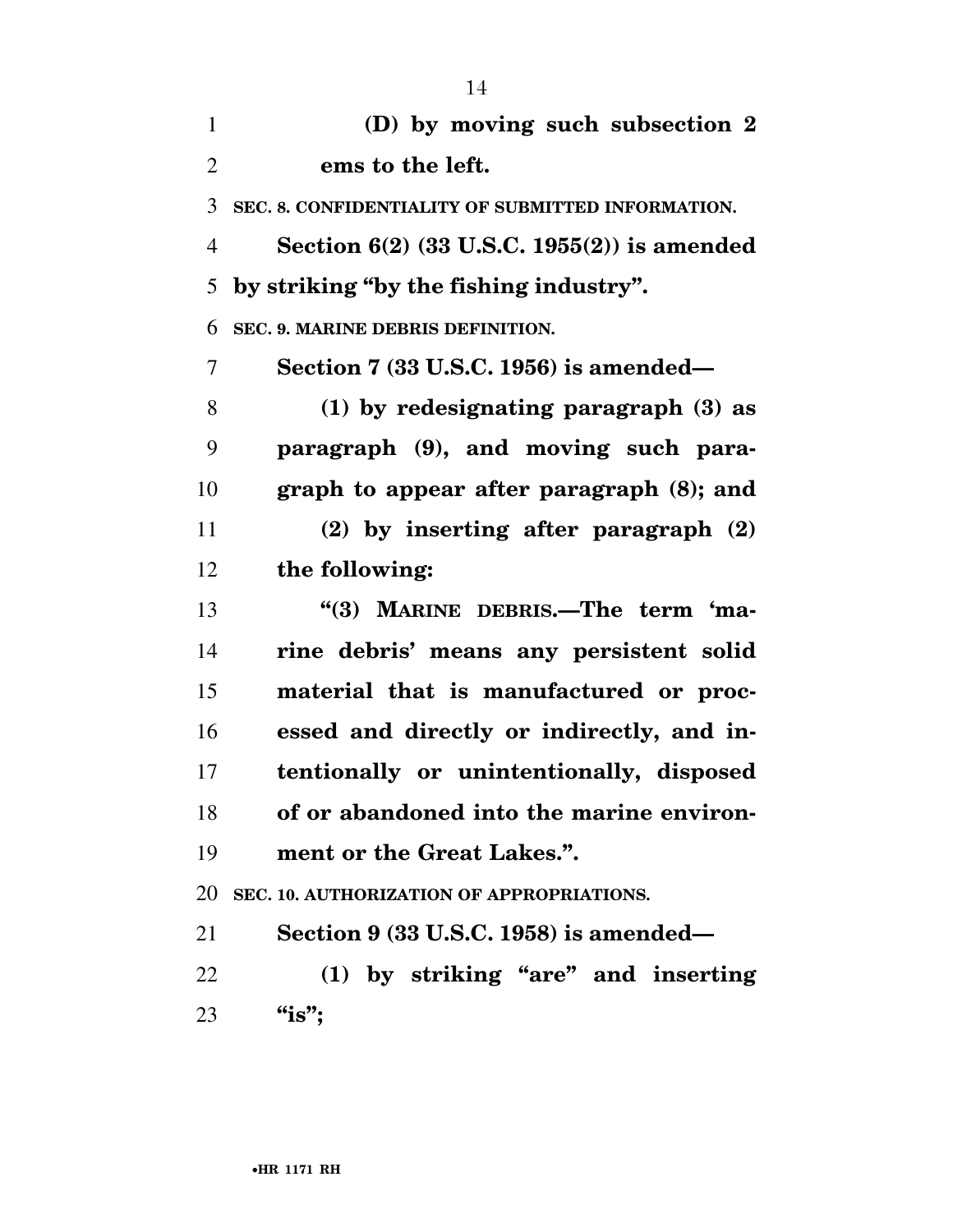(D) by moving such subsection 2 ems to the left.

**SEC. 8. CONFIDENTIALITY OF SUBMITTED INFORMATION.**

Section 6(2) (33 U.S.C. 1955(2)) is amended by striking "by the fishing industry".

**SEC. 9. MARINE DEBRIS DEFINITION.**

Section 7 (33 U.S.C. 1956) is amended—

(1) by redesignating paragraph (3) as paragraph (9), and moving such paragraph to appear after paragraph (8); and

(2) by inserting after paragraph (2) the following:

"(3) MARINE DEBRIS.—The term 'marine debris' means any persistent solid material that is manufactured or processed and directly or indirectly, and intentionally or unintentionally, disposed of or abandoned into the marine environment or the Great Lakes.".

**SEC. 10. AUTHORIZATION OF APPROPRIATIONS.**

Section 9 (33 U.S.C. 1958) is amended—

(1) by striking "are" and inserting "is";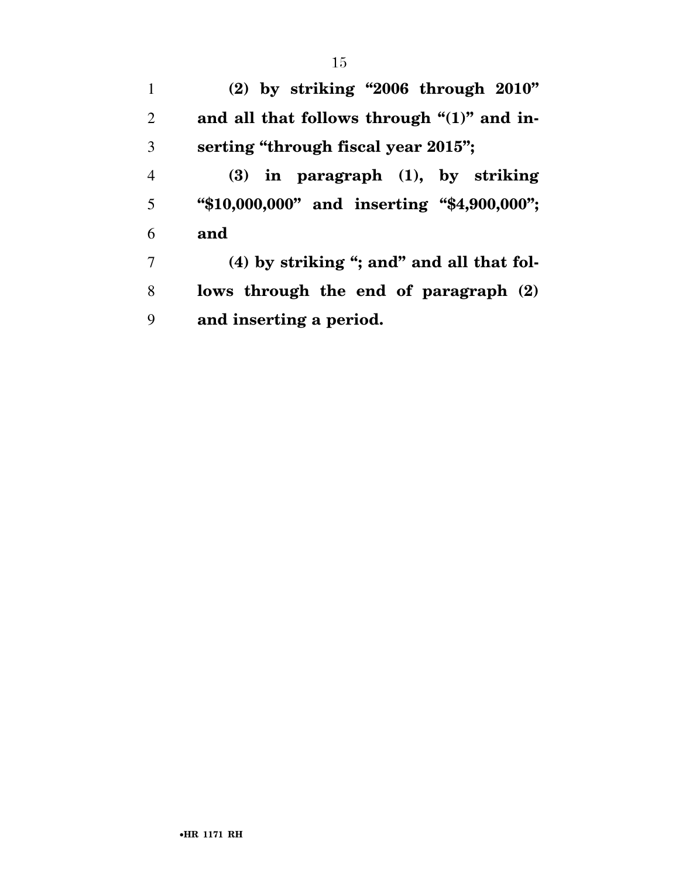**(2) by striking "2006 through 2010" and all that follows through "(1)" and inserting "through fiscal year 2015";**

**(3) in paragraph (1), by striking "$10,000,000" and inserting "$4,900,000"; and**

**(4) by striking "; and" and all that follows through the end of paragraph (2) and inserting a period.**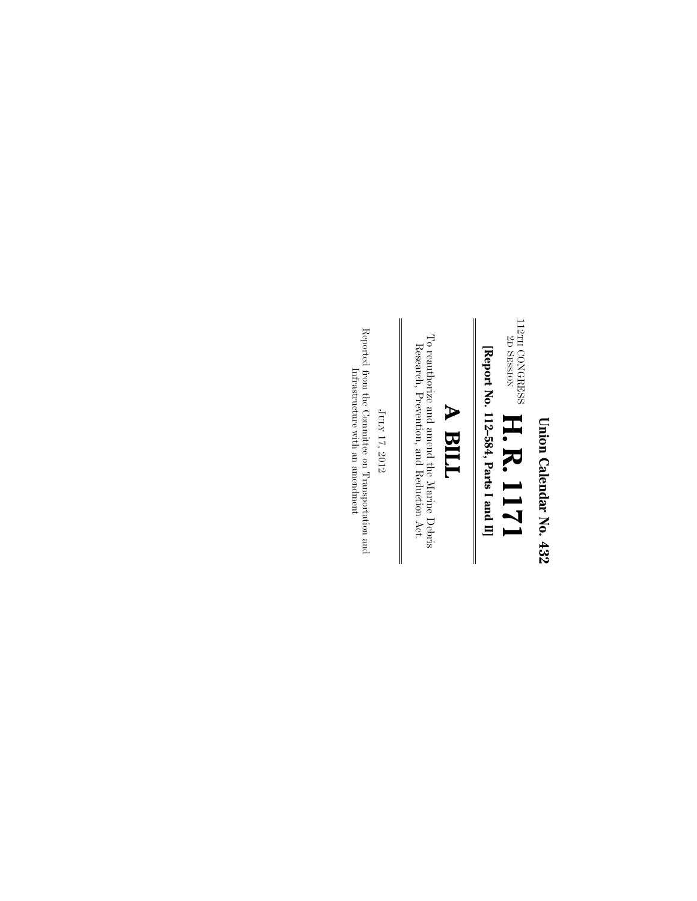Union Calendar No. 432

112TH CONGRESS
2D SESSION

# H. R. 1171

**[Report No. 112–584, Parts I and II]**

# A BILL

To reauthorize and amend the Marine Debris Research, Prevention, and Reduction Act.

JULY 17, 2012

Reported from the Committee on Transportation and Infrastructure with an amendment